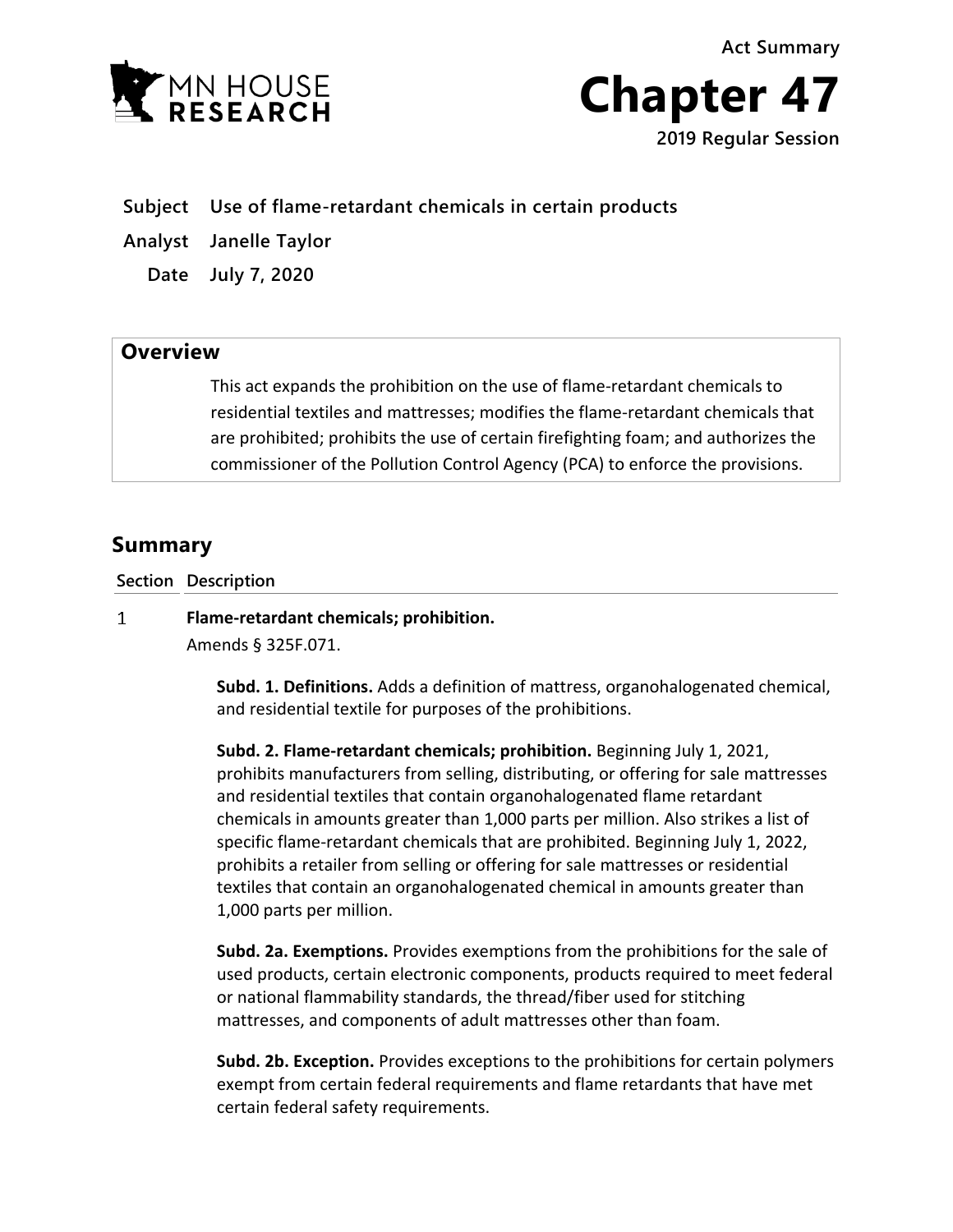Act Summary

# Chapter 47

2019 Regular Session

**Subject** Use of flame-retardant chemicals in certain products

**Analyst** Janelle Taylor

**Date** July 7, 2020

## Overview

This act expands the prohibition on the use of flame-retardant chemicals to residential textiles and mattresses; modifies the flame-retardant chemicals that are prohibited; prohibits the use of certain firefighting foam; and authorizes the commissioner of the Pollution Control Agency (PCA) to enforce the provisions.

## Summary

| Section | Description |
|---|---|
| 1 | **Flame-retardant chemicals; prohibition.**<br>Amends § 325F.071.<br><br>**Subd. 1. Definitions.** Adds a definition of mattress, organohalogenated chemical, and residential textile for purposes of the prohibitions.<br><br>**Subd. 2. Flame-retardant chemicals; prohibition.** Beginning July 1, 2021, prohibits manufacturers from selling, distributing, or offering for sale mattresses and residential textiles that contain organohalogenated flame retardant chemicals in amounts greater than 1,000 parts per million. Also strikes a list of specific flame-retardant chemicals that are prohibited. Beginning July 1, 2022, prohibits a retailer from selling or offering for sale mattresses or residential textiles that contain an organohalogenated chemical in amounts greater than 1,000 parts per million.<br><br>**Subd. 2a. Exemptions.** Provides exemptions from the prohibitions for the sale of used products, certain electronic components, products required to meet federal or national flammability standards, the thread/fiber used for stitching mattresses, and components of adult mattresses other than foam.<br><br>**Subd. 2b. Exception.** Provides exceptions to the prohibitions for certain polymers exempt from certain federal requirements and flame retardants that have met certain federal safety requirements. |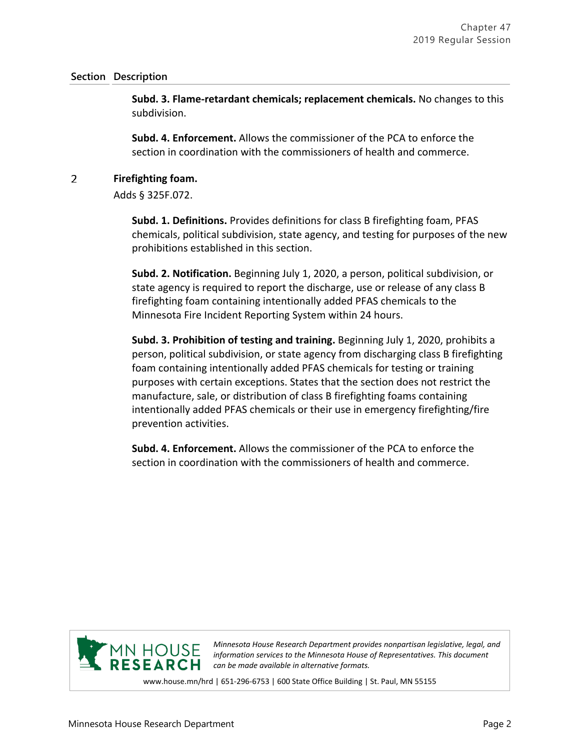| Section | Description |
| --- | --- |
| | **Subd. 3. Flame-retardant chemicals; replacement chemicals.** No changes to this subdivision.<br><br>**Subd. 4. Enforcement.** Allows the commissioner of the PCA to enforce the section in coordination with the commissioners of health and commerce. |
| 2 | **Firefighting foam.**<br>Adds § 325F.072.<br><br>**Subd. 1. Definitions.** Provides definitions for class B firefighting foam, PFAS chemicals, political subdivision, state agency, and testing for purposes of the new prohibitions established in this section.<br><br>**Subd. 2. Notification.** Beginning July 1, 2020, a person, political subdivision, or state agency is required to report the discharge, use or release of any class B firefighting foam containing intentionally added PFAS chemicals to the Minnesota Fire Incident Reporting System within 24 hours.<br><br>**Subd. 3. Prohibition of testing and training.** Beginning July 1, 2020, prohibits a person, political subdivision, or state agency from discharging class B firefighting foam containing intentionally added PFAS chemicals for testing or training purposes with certain exceptions. States that the section does not restrict the manufacture, sale, or distribution of class B firefighting foams containing intentionally added PFAS chemicals or their use in emergency firefighting/fire prevention activities.<br><br>**Subd. 4. Enforcement.** Allows the commissioner of the PCA to enforce the section in coordination with the commissioners of health and commerce. |

MN HOUSE RESEARCH

*Minnesota House Research Department provides nonpartisan legislative, legal, and information services to the Minnesota House of Representatives. This document can be made available in alternative formats.*

www.house.mn/hrd | 651-296-6753 | 600 State Office Building | St. Paul, MN 55155